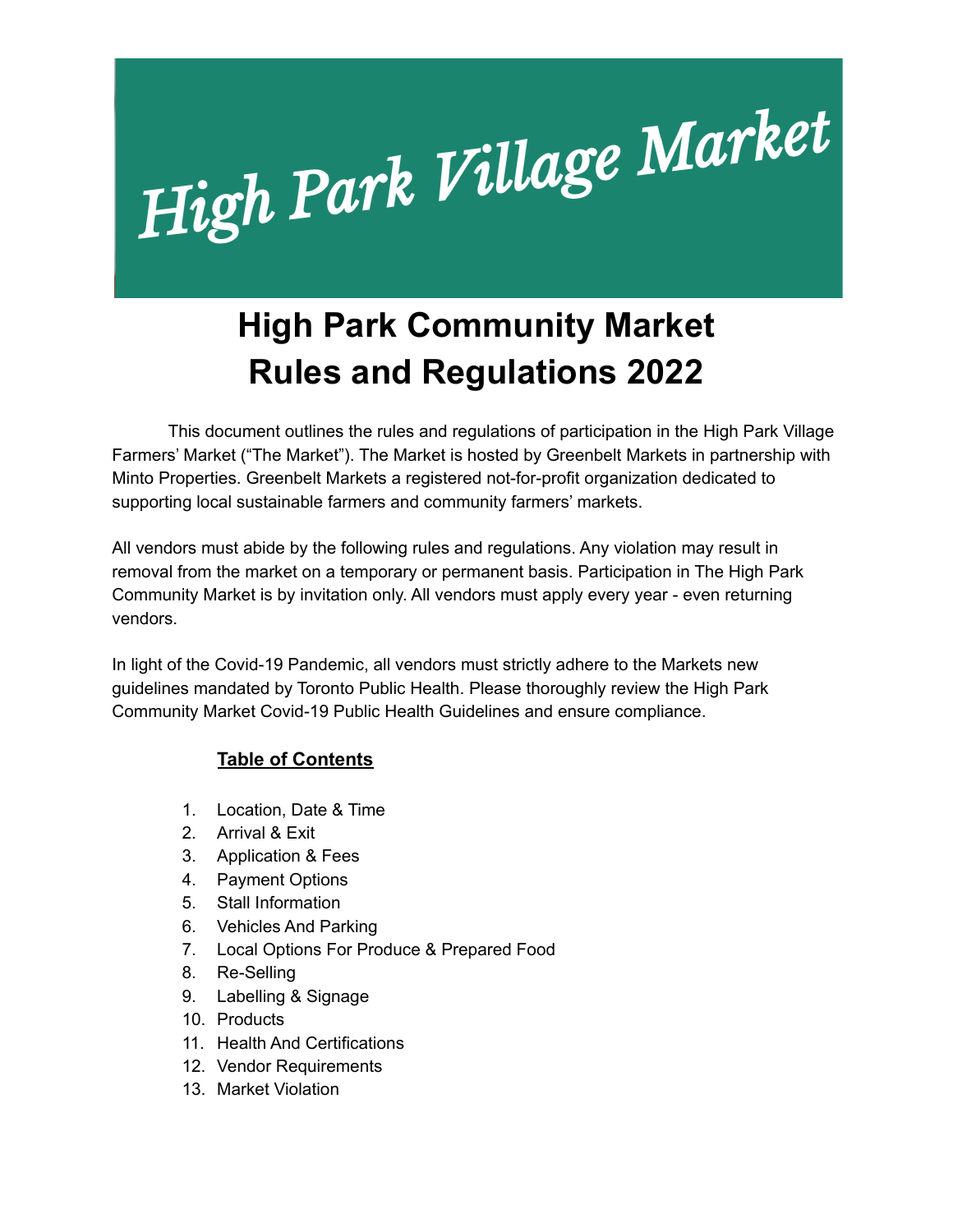High Park Village Market

# High Park Community Market
# Rules and Regulations 2022

This document outlines the rules and regulations of participation in the High Park Village Farmers' Market ("The Market"). The Market is hosted by Greenbelt Markets in partnership with Minto Properties. Greenbelt Markets a registered not-for-profit organization dedicated to supporting local sustainable farmers and community farmers' markets.

All vendors must abide by the following rules and regulations. Any violation may result in removal from the market on a temporary or permanent basis. Participation in The High Park Community Market is by invitation only. All vendors must apply every year - even returning vendors.

In light of the Covid-19 Pandemic, all vendors must strictly adhere to the Markets new guidelines mandated by Toronto Public Health. Please thoroughly review the High Park Community Market Covid-19 Public Health Guidelines and ensure compliance.

**Table of Contents**

1. Location, Date & Time
2. Arrival & Exit
3. Application & Fees
4. Payment Options
5. Stall Information
6. Vehicles And Parking
7. Local Options For Produce & Prepared Food
8. Re-Selling
9. Labelling & Signage
10. Products
11. Health And Certifications
12. Vendor Requirements
13. Market Violation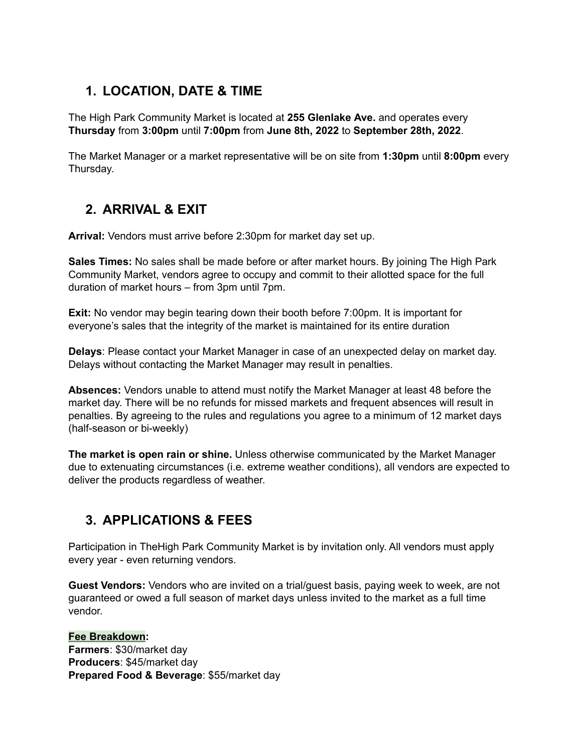## 1. LOCATION, DATE & TIME

The High Park Community Market is located at **255 Glenlake Ave.** and operates every **Thursday** from **3:00pm** until **7:00pm** from **June 8th, 2022** to **September 28th, 2022**.

The Market Manager or a market representative will be on site from **1:30pm** until **8:00pm** every Thursday.

## 2. ARRIVAL & EXIT

**Arrival:** Vendors must arrive before 2:30pm for market day set up.

**Sales Times:** No sales shall be made before or after market hours. By joining The High Park Community Market, vendors agree to occupy and commit to their allotted space for the full duration of market hours – from 3pm until 7pm.

**Exit:** No vendor may begin tearing down their booth before 7:00pm. It is important for everyone's sales that the integrity of the market is maintained for its entire duration

**Delays**: Please contact your Market Manager in case of an unexpected delay on market day. Delays without contacting the Market Manager may result in penalties.

**Absences:** Vendors unable to attend must notify the Market Manager at least 48 before the market day. There will be no refunds for missed markets and frequent absences will result in penalties. By agreeing to the rules and regulations you agree to a minimum of 12 market days (half-season or bi-weekly)

**The market is open rain or shine.** Unless otherwise communicated by the Market Manager due to extenuating circumstances (i.e. extreme weather conditions), all vendors are expected to deliver the products regardless of weather.

## 3. APPLICATIONS & FEES

Participation in TheHigh Park Community Market is by invitation only. All vendors must apply every year - even returning vendors.

**Guest Vendors:** Vendors who are invited on a trial/guest basis, paying week to week, are not guaranteed or owed a full season of market days unless invited to the market as a full time vendor.

**Fee Breakdown:**
**Farmers**: $30/market day
**Producers**: $45/market day
**Prepared Food & Beverage**: $55/market day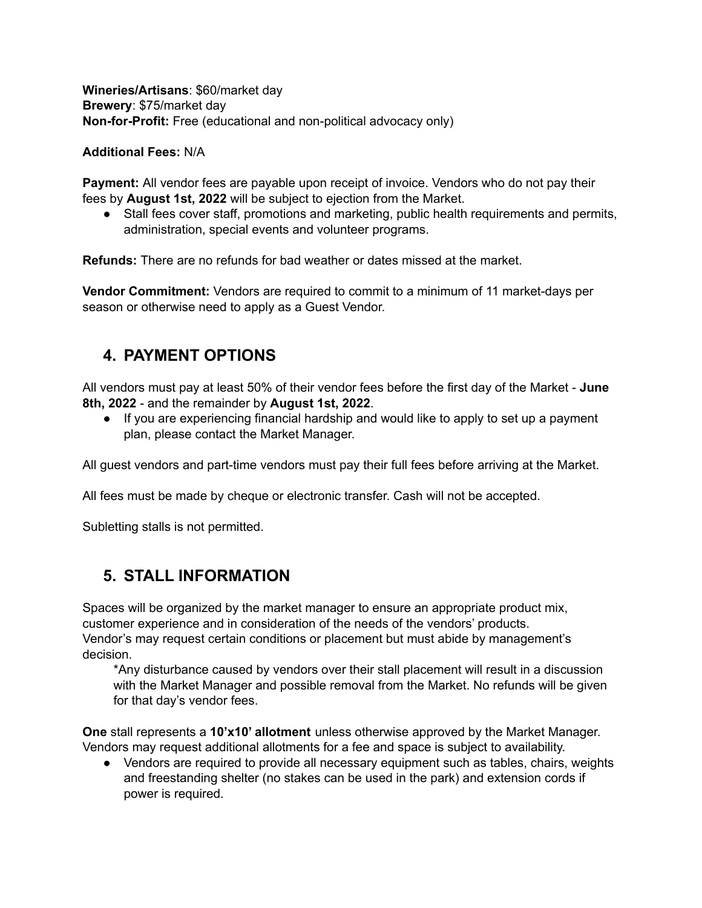**Wineries/Artisans**: $60/market day
**Brewery**: $75/market day
**Non-for-Profit:** Free (educational and non-political advocacy only)

**Additional Fees:** N/A

**Payment:** All vendor fees are payable upon receipt of invoice. Vendors who do not pay their fees by **August 1st, 2022** will be subject to ejection from the Market.

- Stall fees cover staff, promotions and marketing, public health requirements and permits, administration, special events and volunteer programs.

**Refunds:** There are no refunds for bad weather or dates missed at the market.

**Vendor Commitment:** Vendors are required to commit to a minimum of 11 market-days per season or otherwise need to apply as a Guest Vendor.

## 4. PAYMENT OPTIONS

All vendors must pay at least 50% of their vendor fees before the first day of the Market - **June 8th, 2022** - and the remainder by **August 1st, 2022**.

- If you are experiencing financial hardship and would like to apply to set up a payment plan, please contact the Market Manager.

All guest vendors and part-time vendors must pay their full fees before arriving at the Market.

All fees must be made by cheque or electronic transfer. Cash will not be accepted.

Subletting stalls is not permitted.

## 5. STALL INFORMATION

Spaces will be organized by the market manager to ensure an appropriate product mix, customer experience and in consideration of the needs of the vendors' products.
Vendor's may request certain conditions or placement but must abide by management's decision.

> *Any disturbance caused by vendors over their stall placement will result in a discussion with the Market Manager and possible removal from the Market. No refunds will be given for that day's vendor fees.

**One** stall represents a **10'x10' allotment** unless otherwise approved by the Market Manager. Vendors may request additional allotments for a fee and space is subject to availability.

- Vendors are required to provide all necessary equipment such as tables, chairs, weights and freestanding shelter (no stakes can be used in the park) and extension cords if power is required.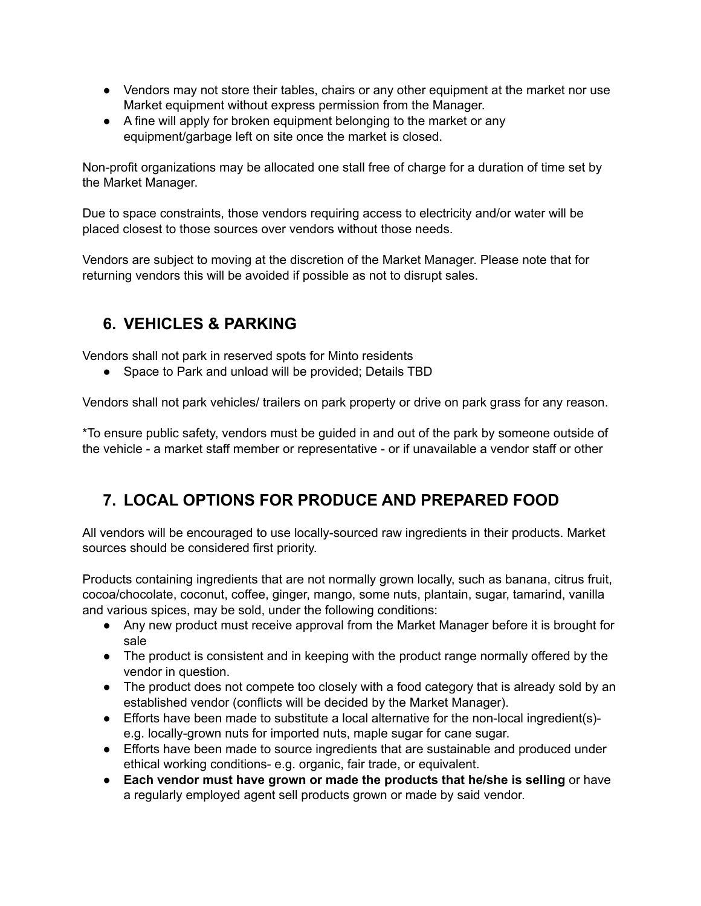- Vendors may not store their tables, chairs or any other equipment at the market nor use Market equipment without express permission from the Manager.
- A fine will apply for broken equipment belonging to the market or any equipment/garbage left on site once the market is closed.

Non-profit organizations may be allocated one stall free of charge for a duration of time set by the Market Manager.

Due to space constraints, those vendors requiring access to electricity and/or water will be placed closest to those sources over vendors without those needs.

Vendors are subject to moving at the discretion of the Market Manager. Please note that for returning vendors this will be avoided if possible as not to disrupt sales.

## 6. VEHICLES & PARKING

Vendors shall not park in reserved spots for Minto residents

- Space to Park and unload will be provided; Details TBD

Vendors shall not park vehicles/ trailers on park property or drive on park grass for any reason.

*To ensure public safety, vendors must be guided in and out of the park by someone outside of the vehicle - a market staff member or representative - or if unavailable a vendor staff or other

## 7. LOCAL OPTIONS FOR PRODUCE AND PREPARED FOOD

All vendors will be encouraged to use locally-sourced raw ingredients in their products. Market sources should be considered first priority.

Products containing ingredients that are not normally grown locally, such as banana, citrus fruit, cocoa/chocolate, coconut, coffee, ginger, mango, some nuts, plantain, sugar, tamarind, vanilla and various spices, may be sold, under the following conditions:

- Any new product must receive approval from the Market Manager before it is brought for sale
- The product is consistent and in keeping with the product range normally offered by the vendor in question.
- The product does not compete too closely with a food category that is already sold by an established vendor (conflicts will be decided by the Market Manager).
- Efforts have been made to substitute a local alternative for the non-local ingredient(s)- e.g. locally-grown nuts for imported nuts, maple sugar for cane sugar.
- Efforts have been made to source ingredients that are sustainable and produced under ethical working conditions- e.g. organic, fair trade, or equivalent.
- **Each vendor must have grown or made the products that he/she is selling** or have a regularly employed agent sell products grown or made by said vendor.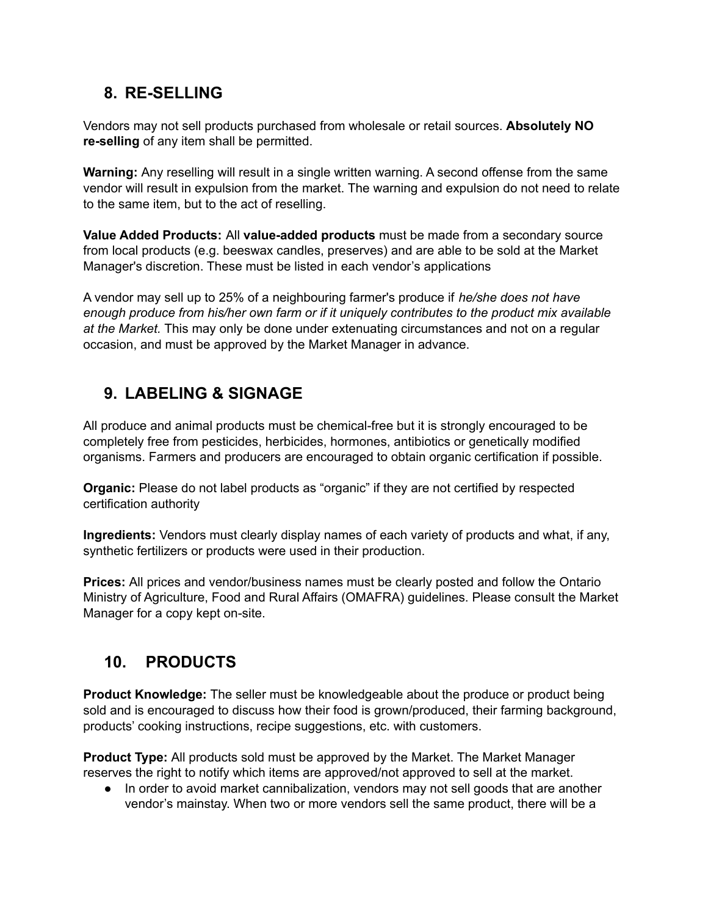## 8. RE-SELLING

Vendors may not sell products purchased from wholesale or retail sources. **Absolutely NO re-selling** of any item shall be permitted.

**Warning:** Any reselling will result in a single written warning. A second offense from the same vendor will result in expulsion from the market. The warning and expulsion do not need to relate to the same item, but to the act of reselling.

**Value Added Products:** All **value-added products** must be made from a secondary source from local products (e.g. beeswax candles, preserves) and are able to be sold at the Market Manager's discretion. These must be listed in each vendor's applications

A vendor may sell up to 25% of a neighbouring farmer's produce if *he/she does not have enough produce from his/her own farm or if it uniquely contributes to the product mix available at the Market.* This may only be done under extenuating circumstances and not on a regular occasion, and must be approved by the Market Manager in advance.

## 9. LABELING & SIGNAGE

All produce and animal products must be chemical-free but it is strongly encouraged to be completely free from pesticides, herbicides, hormones, antibiotics or genetically modified organisms. Farmers and producers are encouraged to obtain organic certification if possible.

**Organic:** Please do not label products as "organic" if they are not certified by respected certification authority

**Ingredients:** Vendors must clearly display names of each variety of products and what, if any, synthetic fertilizers or products were used in their production.

**Prices:** All prices and vendor/business names must be clearly posted and follow the Ontario Ministry of Agriculture, Food and Rural Affairs (OMAFRA) guidelines. Please consult the Market Manager for a copy kept on-site.

## 10. PRODUCTS

**Product Knowledge:** The seller must be knowledgeable about the produce or product being sold and is encouraged to discuss how their food is grown/produced, their farming background, products' cooking instructions, recipe suggestions, etc. with customers.

**Product Type:** All products sold must be approved by the Market. The Market Manager reserves the right to notify which items are approved/not approved to sell at the market.

- In order to avoid market cannibalization, vendors may not sell goods that are another vendor's mainstay. When two or more vendors sell the same product, there will be a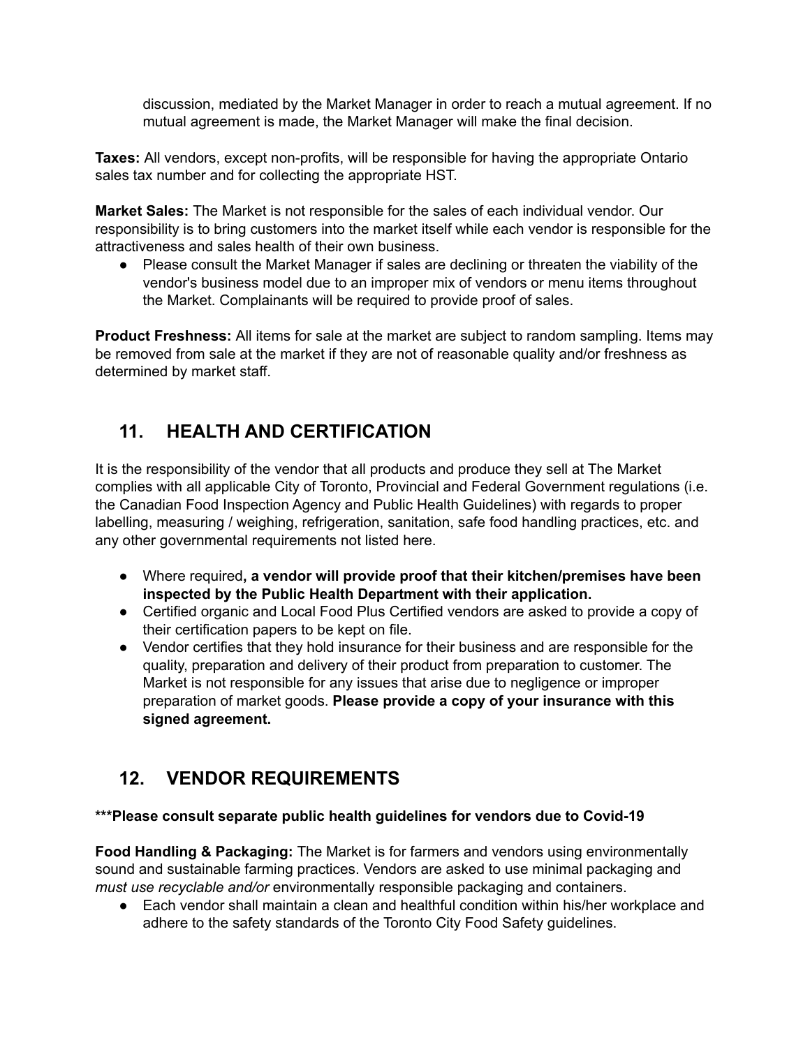discussion, mediated by the Market Manager in order to reach a mutual agreement. If no mutual agreement is made, the Market Manager will make the final decision.

**Taxes:** All vendors, except non-profits, will be responsible for having the appropriate Ontario sales tax number and for collecting the appropriate HST.

**Market Sales:** The Market is not responsible for the sales of each individual vendor. Our responsibility is to bring customers into the market itself while each vendor is responsible for the attractiveness and sales health of their own business.

- Please consult the Market Manager if sales are declining or threaten the viability of the vendor's business model due to an improper mix of vendors or menu items throughout the Market. Complainants will be required to provide proof of sales.

**Product Freshness:** All items for sale at the market are subject to random sampling. Items may be removed from sale at the market if they are not of reasonable quality and/or freshness as determined by market staff.

## 11. HEALTH AND CERTIFICATION

It is the responsibility of the vendor that all products and produce they sell at The Market complies with all applicable City of Toronto, Provincial and Federal Government regulations (i.e. the Canadian Food Inspection Agency and Public Health Guidelines) with regards to proper labelling, measuring / weighing, refrigeration, sanitation, safe food handling practices, etc. and any other governmental requirements not listed here.

- Where required**, a vendor will provide proof that their kitchen/premises have been inspected by the Public Health Department with their application.**
- Certified organic and Local Food Plus Certified vendors are asked to provide a copy of their certification papers to be kept on file.
- Vendor certifies that they hold insurance for their business and are responsible for the quality, preparation and delivery of their product from preparation to customer. The Market is not responsible for any issues that arise due to negligence or improper preparation of market goods. **Please provide a copy of your insurance with this signed agreement.**

## 12. VENDOR REQUIREMENTS

**\*\*\*Please consult separate public health guidelines for vendors due to Covid-19**

**Food Handling & Packaging:** The Market is for farmers and vendors using environmentally sound and sustainable farming practices. Vendors are asked to use minimal packaging and *must use recyclable and/or* environmentally responsible packaging and containers.

- Each vendor shall maintain a clean and healthful condition within his/her workplace and adhere to the safety standards of the Toronto City Food Safety guidelines.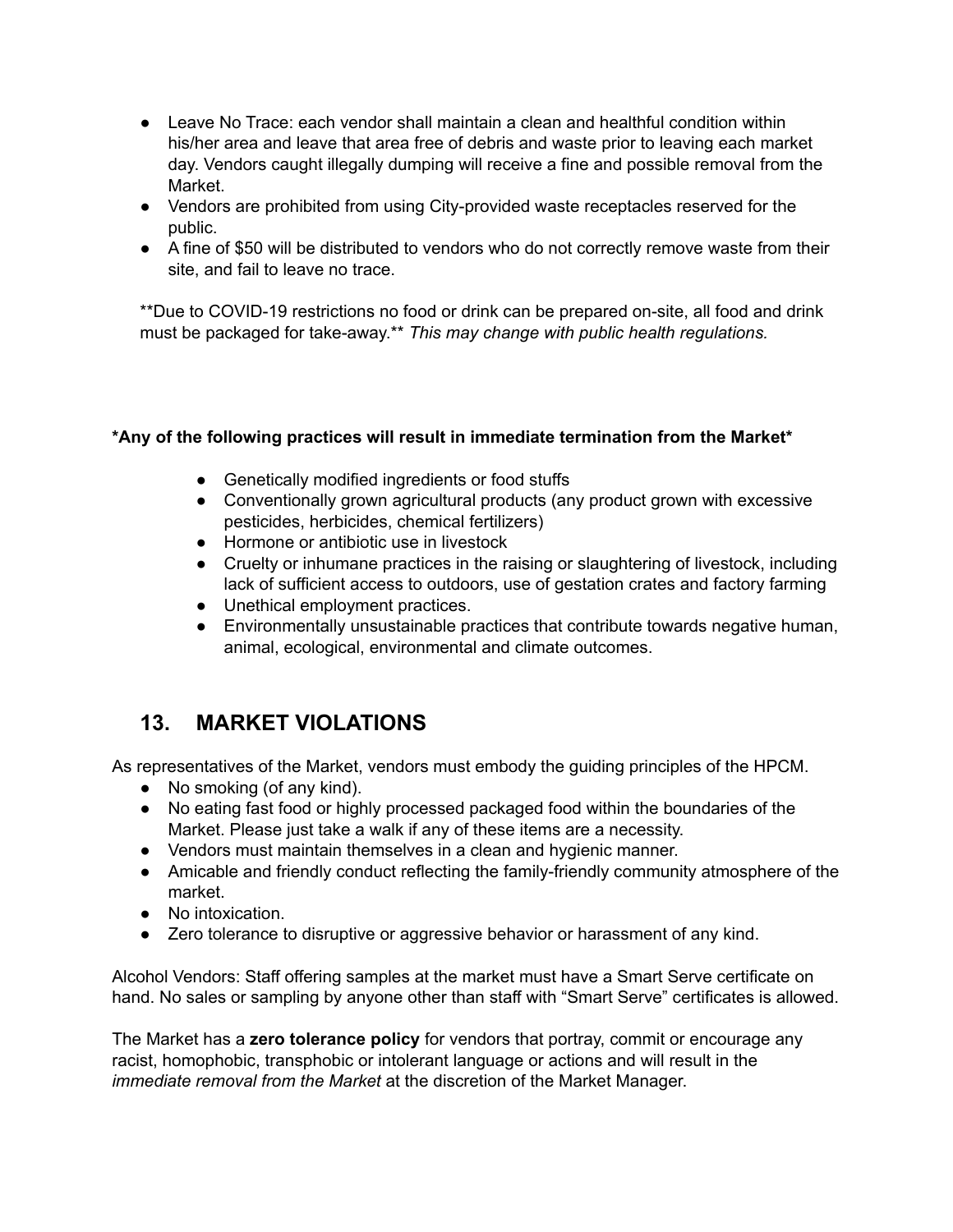- Leave No Trace: each vendor shall maintain a clean and healthful condition within his/her area and leave that area free of debris and waste prior to leaving each market day. Vendors caught illegally dumping will receive a fine and possible removal from the Market.
- Vendors are prohibited from using City-provided waste receptacles reserved for the public.
- A fine of $50 will be distributed to vendors who do not correctly remove waste from their site, and fail to leave no trace.

**Due to COVID-19 restrictions no food or drink can be prepared on-site, all food and drink must be packaged for take-away.** *This may change with public health regulations.*

***Any of the following practices will result in immediate termination from the Market***

- Genetically modified ingredients or food stuffs
- Conventionally grown agricultural products (any product grown with excessive pesticides, herbicides, chemical fertilizers)
- Hormone or antibiotic use in livestock
- Cruelty or inhumane practices in the raising or slaughtering of livestock, including lack of sufficient access to outdoors, use of gestation crates and factory farming
- Unethical employment practices.
- Environmentally unsustainable practices that contribute towards negative human, animal, ecological, environmental and climate outcomes.

## 13. MARKET VIOLATIONS

As representatives of the Market, vendors must embody the guiding principles of the HPCM.

- No smoking (of any kind).
- No eating fast food or highly processed packaged food within the boundaries of the Market. Please just take a walk if any of these items are a necessity.
- Vendors must maintain themselves in a clean and hygienic manner.
- Amicable and friendly conduct reflecting the family-friendly community atmosphere of the market.
- No intoxication.
- Zero tolerance to disruptive or aggressive behavior or harassment of any kind.

Alcohol Vendors: Staff offering samples at the market must have a Smart Serve certificate on hand. No sales or sampling by anyone other than staff with "Smart Serve" certificates is allowed.

The Market has a **zero tolerance policy** for vendors that portray, commit or encourage any racist, homophobic, transphobic or intolerant language or actions and will result in the *immediate removal from the Market* at the discretion of the Market Manager.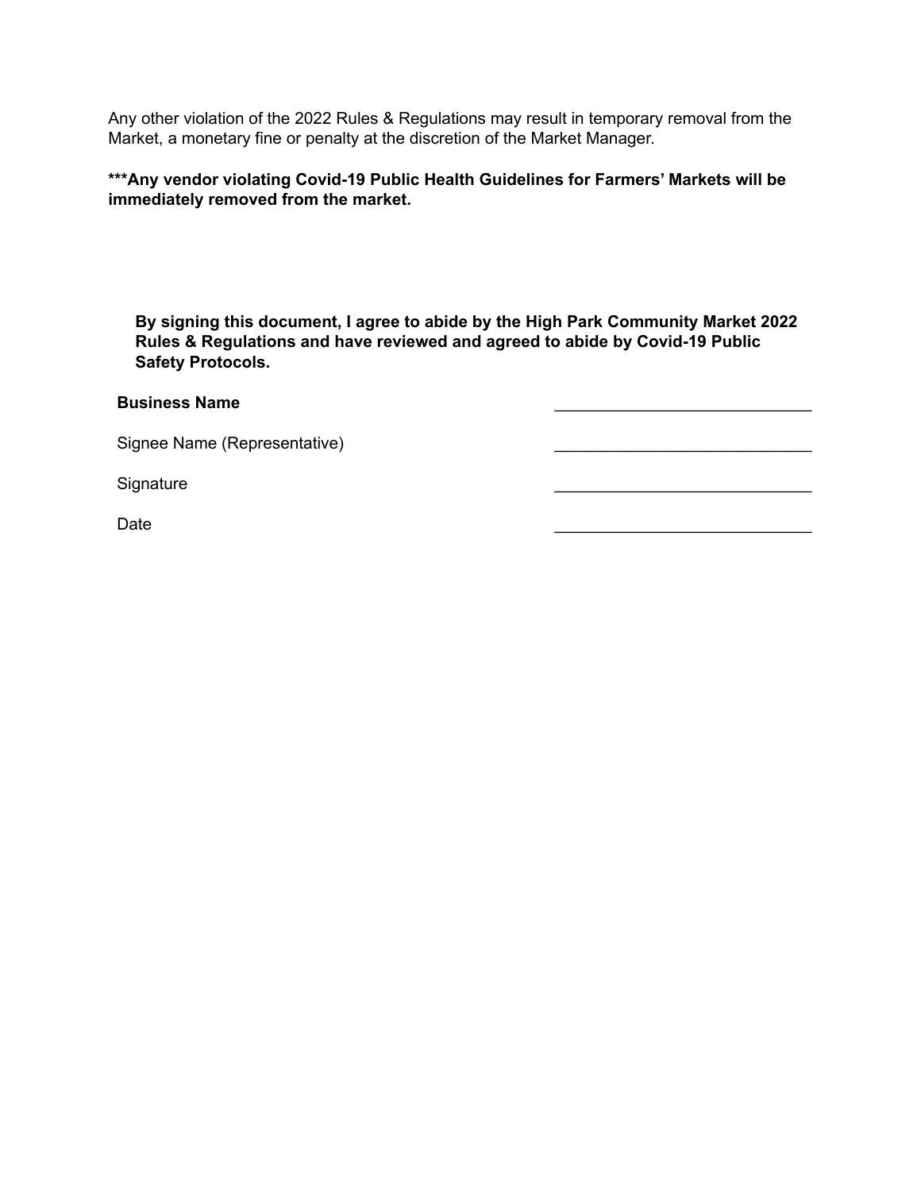Any other violation of the 2022 Rules & Regulations may result in temporary removal from the Market, a monetary fine or penalty at the discretion of the Market Manager.

*****Any vendor violating Covid-19 Public Health Guidelines for Farmers' Markets will be immediately removed from the market.**

**By signing this document, I agree to abide by the High Park Community Market 2022 Rules & Regulations and have reviewed and agreed to abide by Covid-19 Public Safety Protocols.**

**Business Name** ____________________________

Signee Name (Representative) ____________________________

Signature ____________________________

Date ____________________________